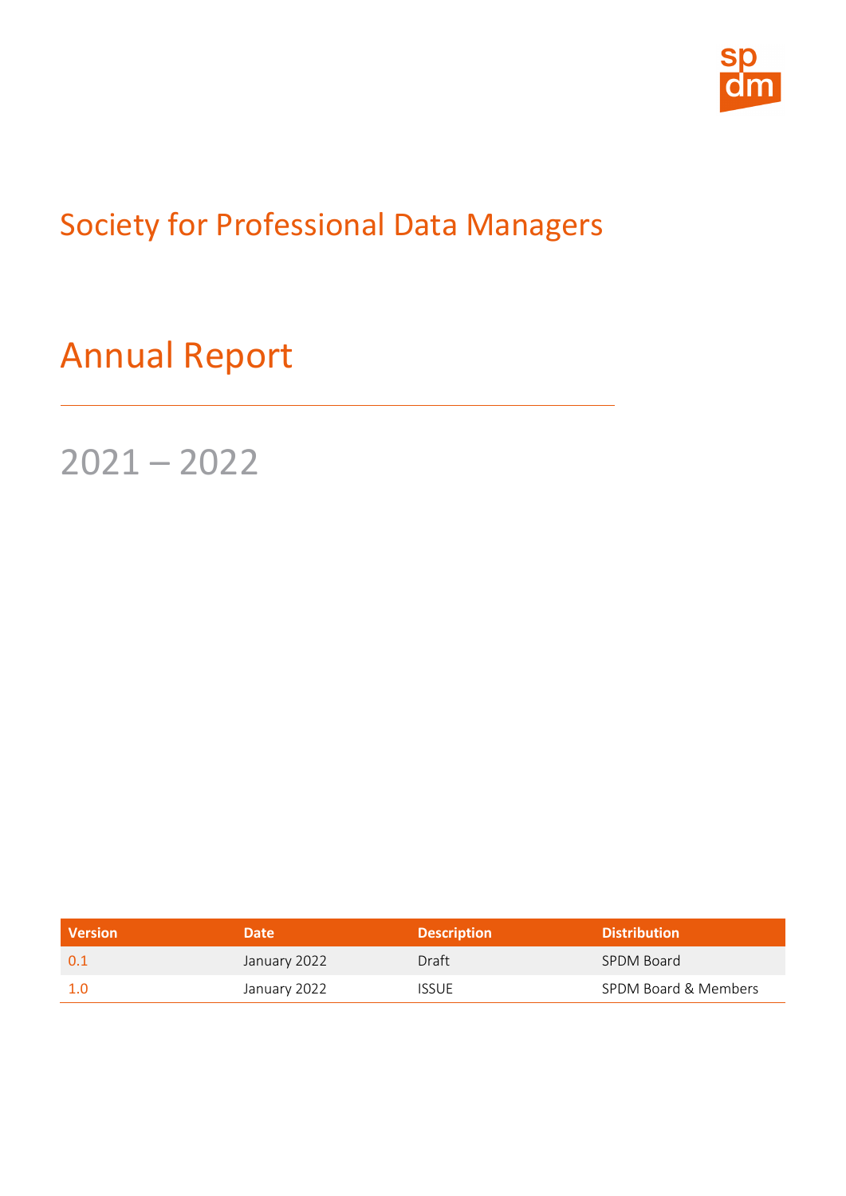# Society for Professional Data Managers

# Annual Report

## 2021 – 2022

| Version | Date | Description | Distribution |
|---|---|---|---|
| 0.1 | January 2022 | Draft | SPDM Board |
| 1.0 | January 2022 | ISSUE | SPDM Board & Members |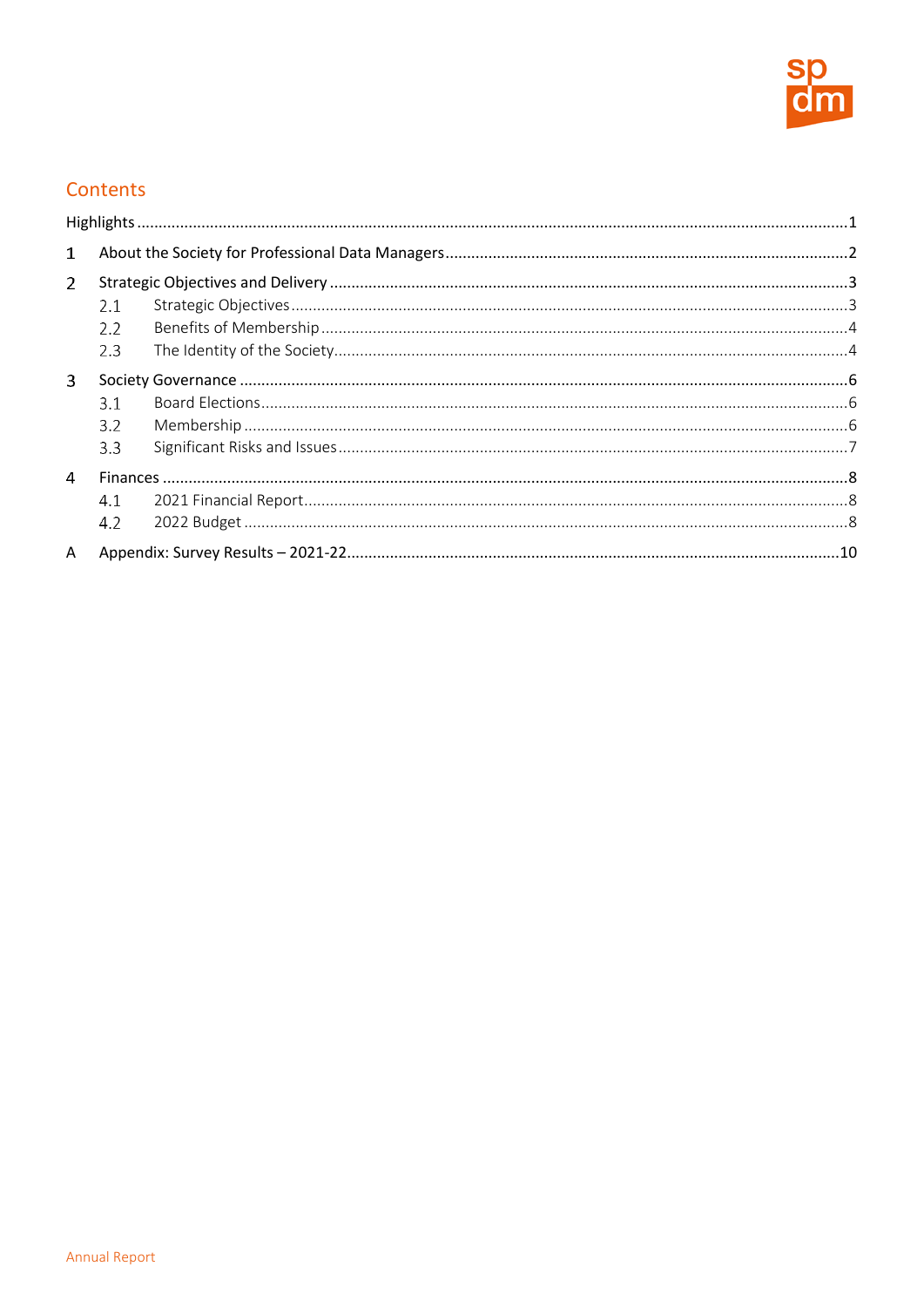## Contents

Highlights .......... 1

1 About the Society for Professional Data Managers .......... 2

2 Strategic Objectives and Delivery .......... 3
- 2.1 Strategic Objectives .......... 3
- 2.2 Benefits of Membership .......... 4
- 2.3 The Identity of the Society .......... 4

3 Society Governance .......... 6
- 3.1 Board Elections .......... 6
- 3.2 Membership .......... 6
- 3.3 Significant Risks and Issues .......... 7

4 Finances .......... 8
- 4.1 2021 Financial Report .......... 8
- 4.2 2022 Budget .......... 8

A Appendix: Survey Results – 2021-22 .......... 10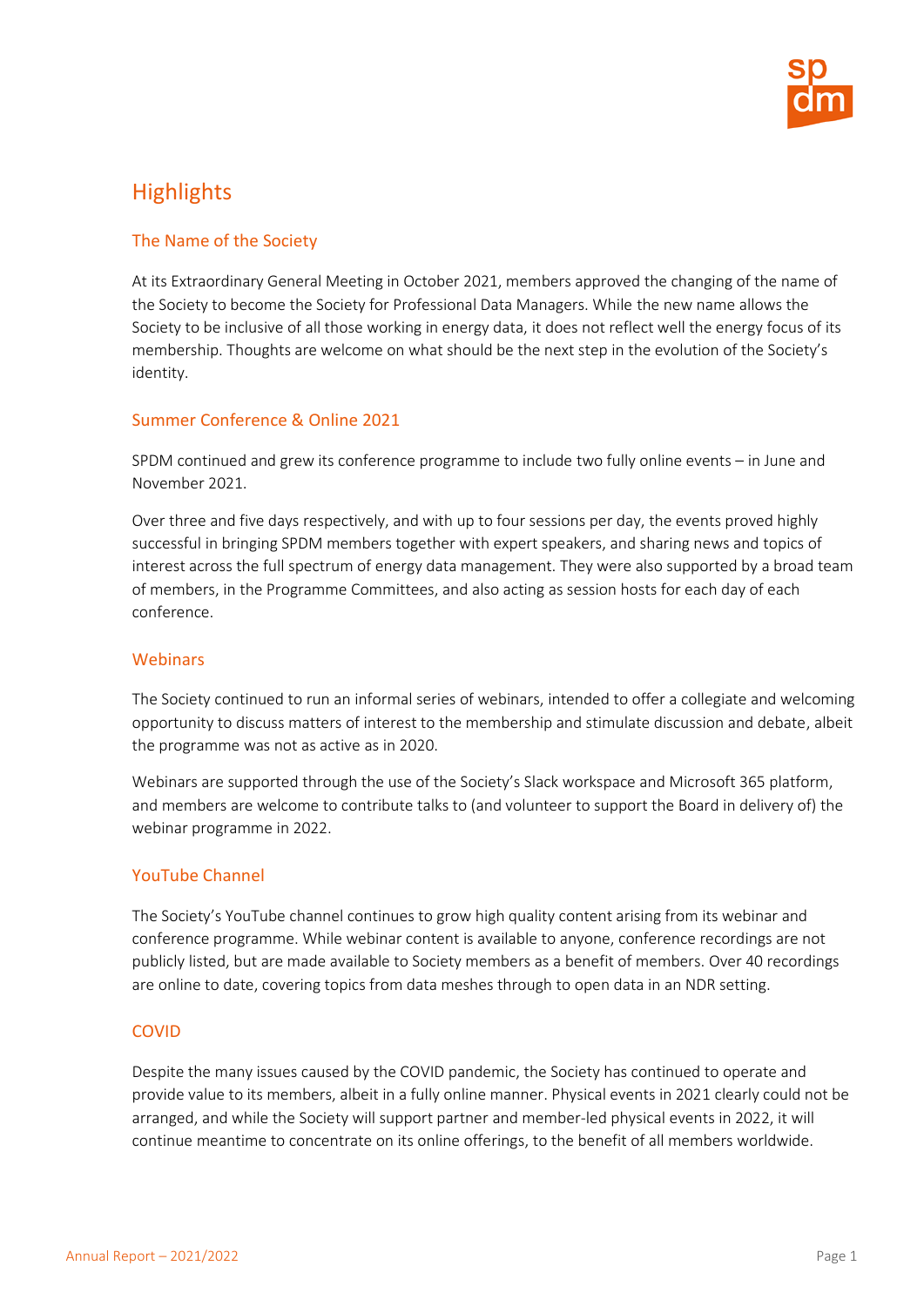# Highlights

## The Name of the Society

At its Extraordinary General Meeting in October 2021, members approved the changing of the name of the Society to become the Society for Professional Data Managers. While the new name allows the Society to be inclusive of all those working in energy data, it does not reflect well the energy focus of its membership. Thoughts are welcome on what should be the next step in the evolution of the Society's identity.

## Summer Conference & Online 2021

SPDM continued and grew its conference programme to include two fully online events – in June and November 2021.

Over three and five days respectively, and with up to four sessions per day, the events proved highly successful in bringing SPDM members together with expert speakers, and sharing news and topics of interest across the full spectrum of energy data management. They were also supported by a broad team of members, in the Programme Committees, and also acting as session hosts for each day of each conference.

## Webinars

The Society continued to run an informal series of webinars, intended to offer a collegiate and welcoming opportunity to discuss matters of interest to the membership and stimulate discussion and debate, albeit the programme was not as active as in 2020.

Webinars are supported through the use of the Society's Slack workspace and Microsoft 365 platform, and members are welcome to contribute talks to (and volunteer to support the Board in delivery of) the webinar programme in 2022.

## YouTube Channel

The Society's YouTube channel continues to grow high quality content arising from its webinar and conference programme. While webinar content is available to anyone, conference recordings are not publicly listed, but are made available to Society members as a benefit of members. Over 40 recordings are online to date, covering topics from data meshes through to open data in an NDR setting.

## COVID

Despite the many issues caused by the COVID pandemic, the Society has continued to operate and provide value to its members, albeit in a fully online manner. Physical events in 2021 clearly could not be arranged, and while the Society will support partner and member-led physical events in 2022, it will continue meantime to concentrate on its online offerings, to the benefit of all members worldwide.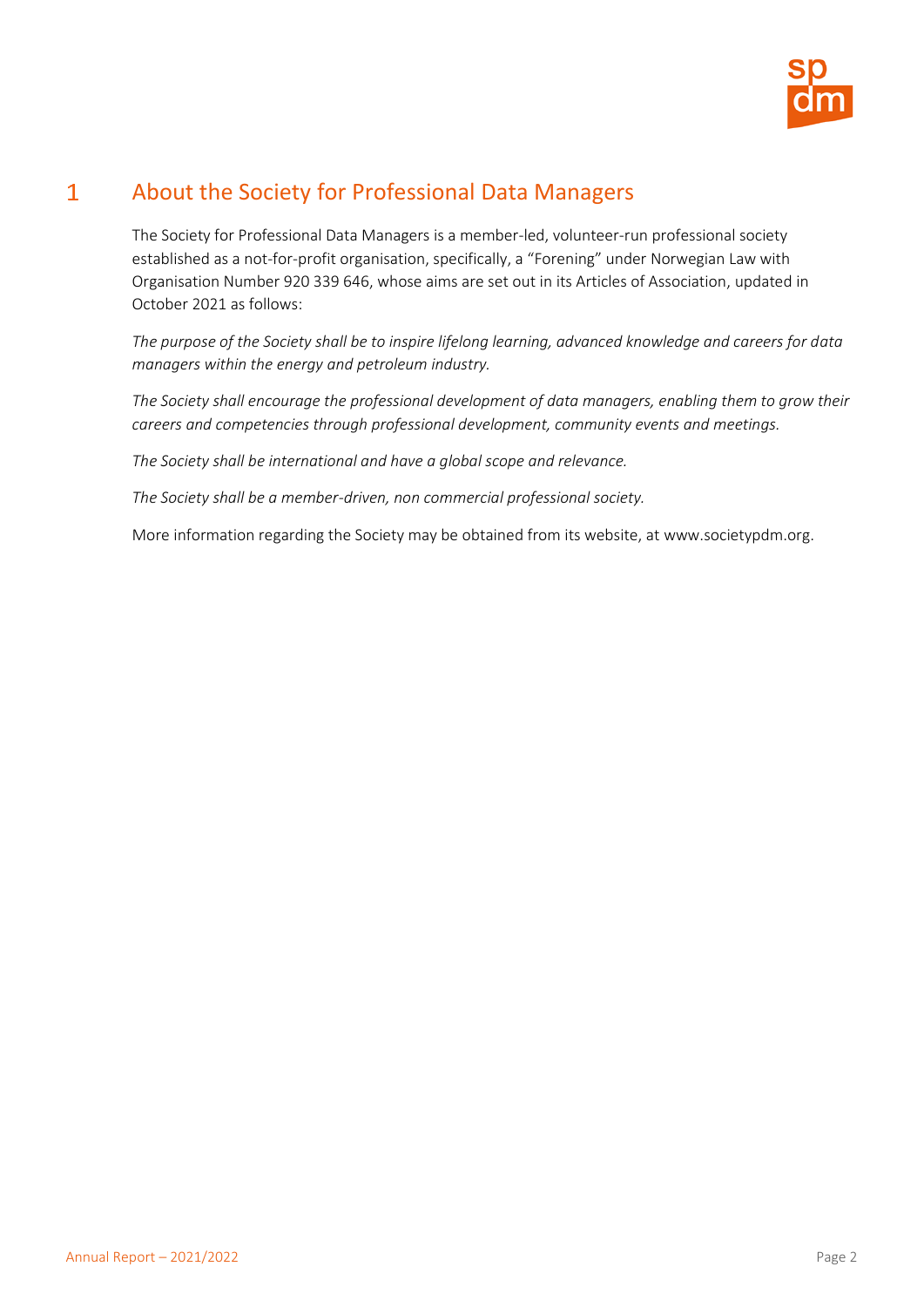# 1 About the Society for Professional Data Managers

The Society for Professional Data Managers is a member-led, volunteer-run professional society established as a not-for-profit organisation, specifically, a "Forening" under Norwegian Law with Organisation Number 920 339 646, whose aims are set out in its Articles of Association, updated in October 2021 as follows:

*The purpose of the Society shall be to inspire lifelong learning, advanced knowledge and careers for data managers within the energy and petroleum industry.*

*The Society shall encourage the professional development of data managers, enabling them to grow their careers and competencies through professional development, community events and meetings.*

*The Society shall be international and have a global scope and relevance.*

*The Society shall be a member-driven, non commercial professional society.*

More information regarding the Society may be obtained from its website, at www.societypdm.org.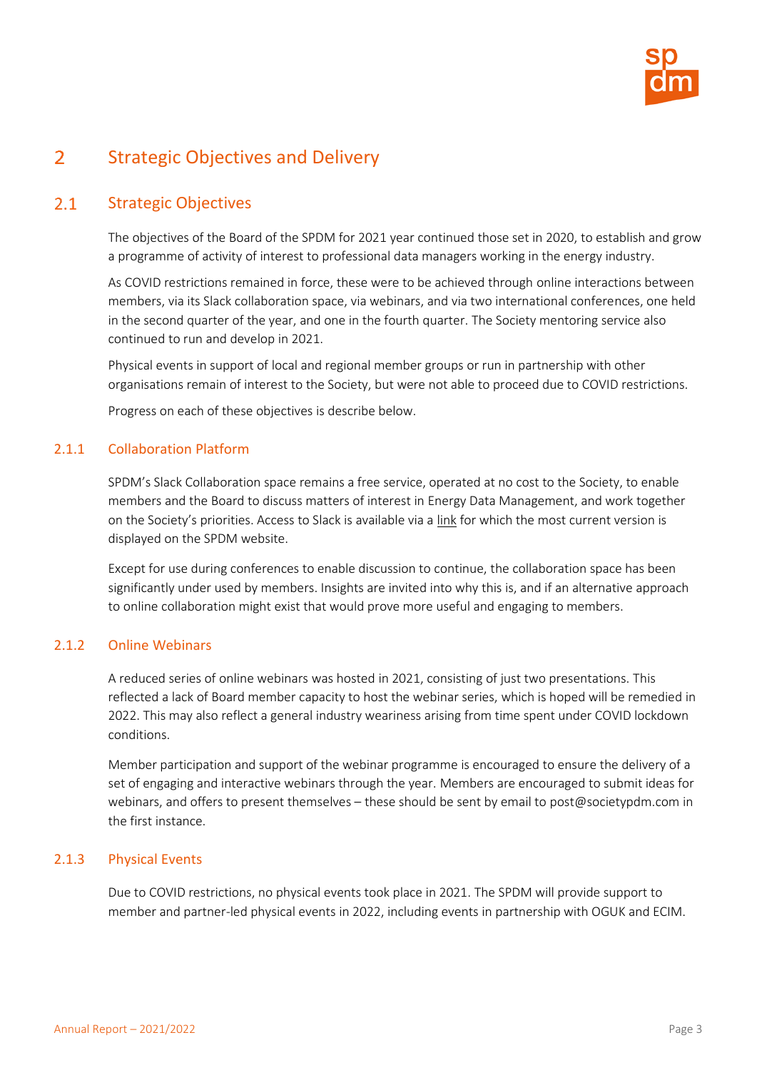# 2 Strategic Objectives and Delivery

## 2.1 Strategic Objectives

The objectives of the Board of the SPDM for 2021 year continued those set in 2020, to establish and grow a programme of activity of interest to professional data managers working in the energy industry.

As COVID restrictions remained in force, these were to be achieved through online interactions between members, via its Slack collaboration space, via webinars, and via two international conferences, one held in the second quarter of the year, and one in the fourth quarter. The Society mentoring service also continued to run and develop in 2021.

Physical events in support of local and regional member groups or run in partnership with other organisations remain of interest to the Society, but were not able to proceed due to COVID restrictions.

Progress on each of these objectives is describe below.

### 2.1.1 Collaboration Platform

SPDM's Slack Collaboration space remains a free service, operated at no cost to the Society, to enable members and the Board to discuss matters of interest in Energy Data Management, and work together on the Society's priorities. Access to Slack is available via a link for which the most current version is displayed on the SPDM website.

Except for use during conferences to enable discussion to continue, the collaboration space has been significantly under used by members. Insights are invited into why this is, and if an alternative approach to online collaboration might exist that would prove more useful and engaging to members.

### 2.1.2 Online Webinars

A reduced series of online webinars was hosted in 2021, consisting of just two presentations. This reflected a lack of Board member capacity to host the webinar series, which is hoped will be remedied in 2022. This may also reflect a general industry weariness arising from time spent under COVID lockdown conditions.

Member participation and support of the webinar programme is encouraged to ensure the delivery of a set of engaging and interactive webinars through the year. Members are encouraged to submit ideas for webinars, and offers to present themselves – these should be sent by email to post@societypdm.com in the first instance.

### 2.1.3 Physical Events

Due to COVID restrictions, no physical events took place in 2021. The SPDM will provide support to member and partner-led physical events in 2022, including events in partnership with OGUK and ECIM.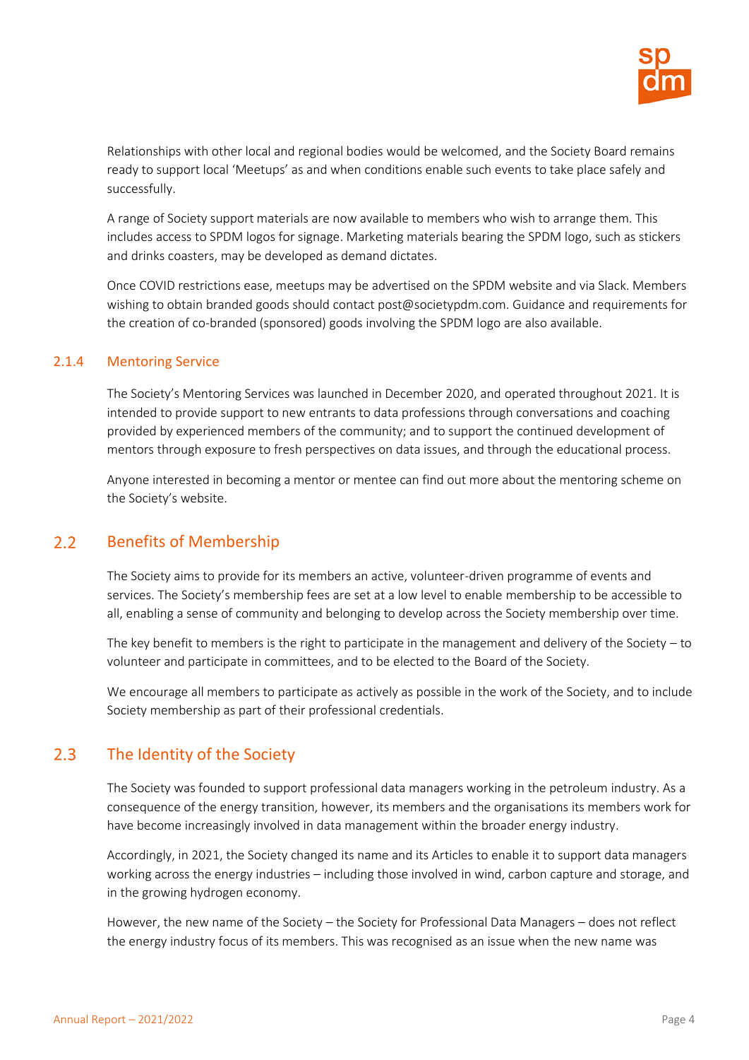Relationships with other local and regional bodies would be welcomed, and the Society Board remains ready to support local 'Meetups' as and when conditions enable such events to take place safely and successfully.

A range of Society support materials are now available to members who wish to arrange them. This includes access to SPDM logos for signage. Marketing materials bearing the SPDM logo, such as stickers and drinks coasters, may be developed as demand dictates.

Once COVID restrictions ease, meetups may be advertised on the SPDM website and via Slack. Members wishing to obtain branded goods should contact post@societypdm.com. Guidance and requirements for the creation of co-branded (sponsored) goods involving the SPDM logo are also available.

### 2.1.4 Mentoring Service

The Society's Mentoring Services was launched in December 2020, and operated throughout 2021. It is intended to provide support to new entrants to data professions through conversations and coaching provided by experienced members of the community; and to support the continued development of mentors through exposure to fresh perspectives on data issues, and through the educational process.

Anyone interested in becoming a mentor or mentee can find out more about the mentoring scheme on the Society's website.

## 2.2 Benefits of Membership

The Society aims to provide for its members an active, volunteer-driven programme of events and services. The Society's membership fees are set at a low level to enable membership to be accessible to all, enabling a sense of community and belonging to develop across the Society membership over time.

The key benefit to members is the right to participate in the management and delivery of the Society – to volunteer and participate in committees, and to be elected to the Board of the Society.

We encourage all members to participate as actively as possible in the work of the Society, and to include Society membership as part of their professional credentials.

## 2.3 The Identity of the Society

The Society was founded to support professional data managers working in the petroleum industry. As a consequence of the energy transition, however, its members and the organisations its members work for have become increasingly involved in data management within the broader energy industry.

Accordingly, in 2021, the Society changed its name and its Articles to enable it to support data managers working across the energy industries – including those involved in wind, carbon capture and storage, and in the growing hydrogen economy.

However, the new name of the Society – the Society for Professional Data Managers – does not reflect the energy industry focus of its members. This was recognised as an issue when the new name was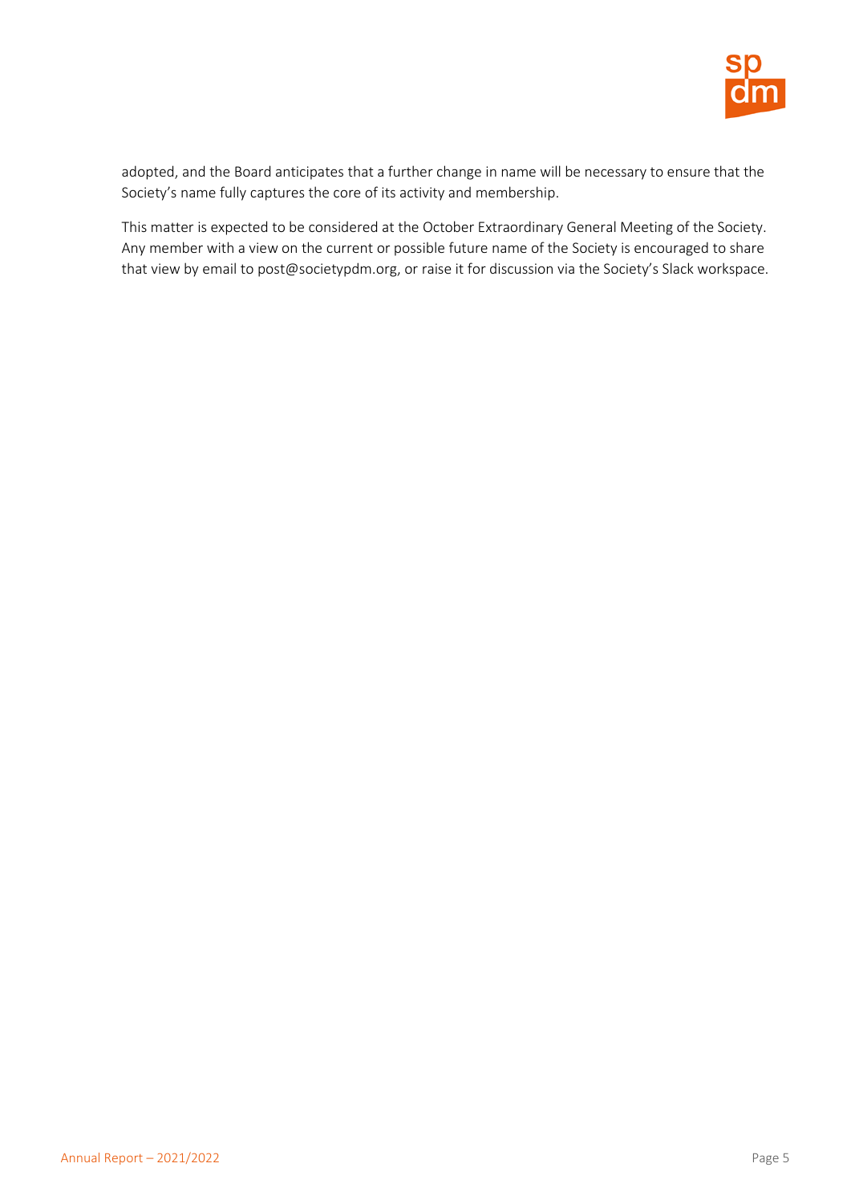adopted, and the Board anticipates that a further change in name will be necessary to ensure that the Society's name fully captures the core of its activity and membership.

This matter is expected to be considered at the October Extraordinary General Meeting of the Society. Any member with a view on the current or possible future name of the Society is encouraged to share that view by email to post@societypdm.org, or raise it for discussion via the Society's Slack workspace.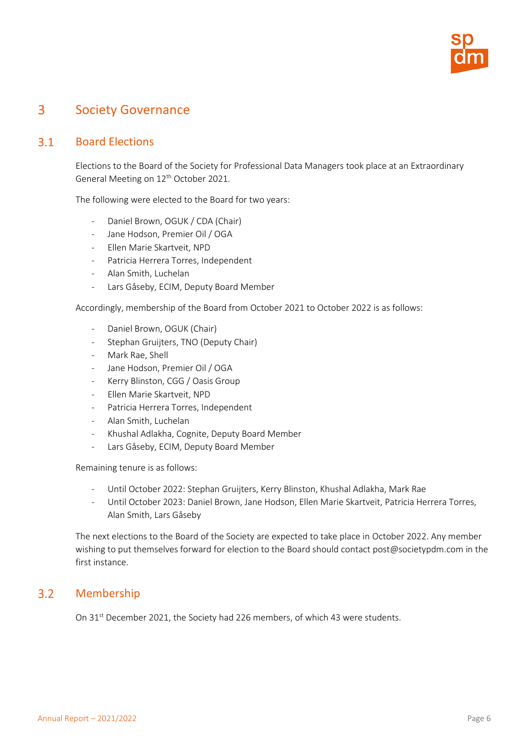# 3 Society Governance

## 3.1 Board Elections

Elections to the Board of the Society for Professional Data Managers took place at an Extraordinary General Meeting on 12th October 2021.

The following were elected to the Board for two years:

- Daniel Brown, OGUK / CDA (Chair)
- Jane Hodson, Premier Oil / OGA
- Ellen Marie Skartveit, NPD
- Patricia Herrera Torres, Independent
- Alan Smith, Luchelan
- Lars Gåseby, ECIM, Deputy Board Member

Accordingly, membership of the Board from October 2021 to October 2022 is as follows:

- Daniel Brown, OGUK (Chair)
- Stephan Gruijters, TNO (Deputy Chair)
- Mark Rae, Shell
- Jane Hodson, Premier Oil / OGA
- Kerry Blinston, CGG / Oasis Group
- Ellen Marie Skartveit, NPD
- Patricia Herrera Torres, Independent
- Alan Smith, Luchelan
- Khushal Adlakha, Cognite, Deputy Board Member
- Lars Gåseby, ECIM, Deputy Board Member

Remaining tenure is as follows:

- Until October 2022: Stephan Gruijters, Kerry Blinston, Khushal Adlakha, Mark Rae
- Until October 2023: Daniel Brown, Jane Hodson, Ellen Marie Skartveit, Patricia Herrera Torres, Alan Smith, Lars Gåseby

The next elections to the Board of the Society are expected to take place in October 2022. Any member wishing to put themselves forward for election to the Board should contact post@societypdm.com in the first instance.

## 3.2 Membership

On 31st December 2021, the Society had 226 members, of which 43 were students.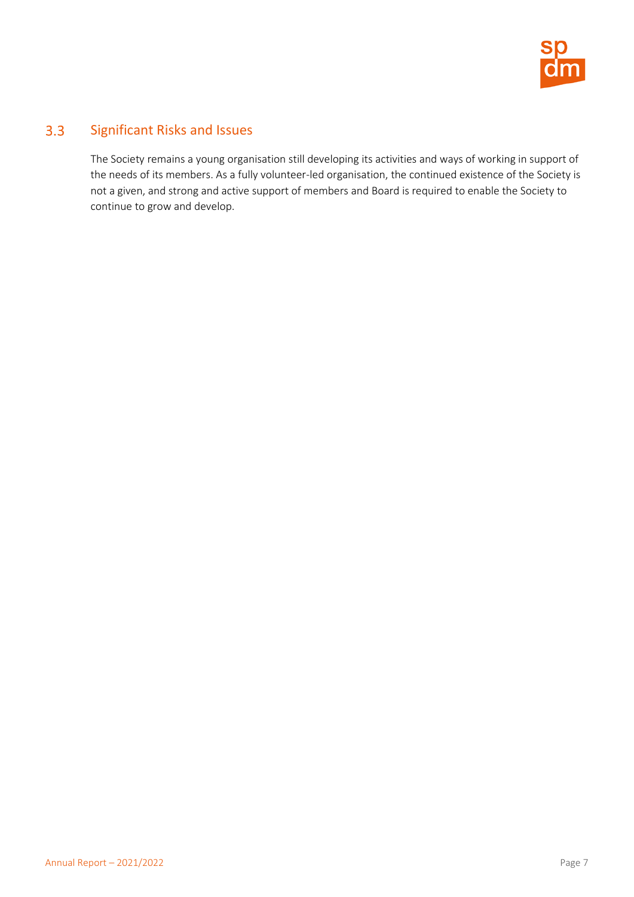## 3.3 Significant Risks and Issues

The Society remains a young organisation still developing its activities and ways of working in support of the needs of its members. As a fully volunteer-led organisation, the continued existence of the Society is not a given, and strong and active support of members and Board is required to enable the Society to continue to grow and develop.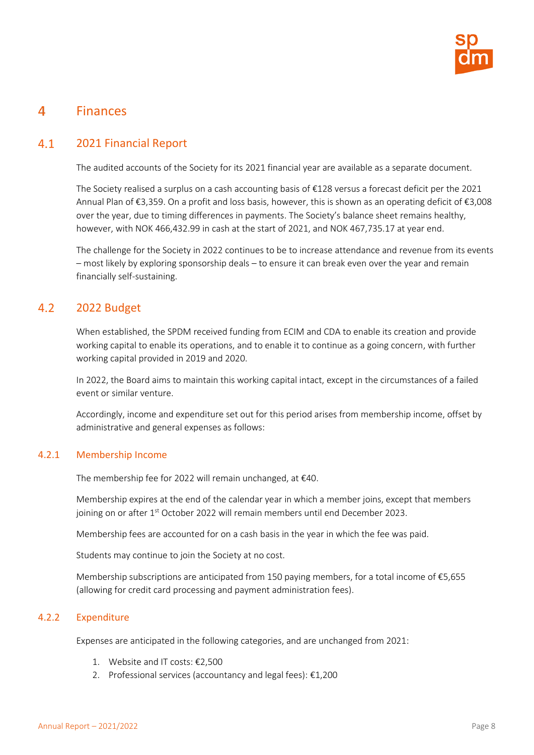# 4 Finances

## 4.1 2021 Financial Report

The audited accounts of the Society for its 2021 financial year are available as a separate document.

The Society realised a surplus on a cash accounting basis of €128 versus a forecast deficit per the 2021 Annual Plan of €3,359. On a profit and loss basis, however, this is shown as an operating deficit of €3,008 over the year, due to timing differences in payments. The Society's balance sheet remains healthy, however, with NOK 466,432.99 in cash at the start of 2021, and NOK 467,735.17 at year end.

The challenge for the Society in 2022 continues to be to increase attendance and revenue from its events – most likely by exploring sponsorship deals – to ensure it can break even over the year and remain financially self-sustaining.

## 4.2 2022 Budget

When established, the SPDM received funding from ECIM and CDA to enable its creation and provide working capital to enable its operations, and to enable it to continue as a going concern, with further working capital provided in 2019 and 2020.

In 2022, the Board aims to maintain this working capital intact, except in the circumstances of a failed event or similar venture.

Accordingly, income and expenditure set out for this period arises from membership income, offset by administrative and general expenses as follows:

### 4.2.1 Membership Income

The membership fee for 2022 will remain unchanged, at €40.

Membership expires at the end of the calendar year in which a member joins, except that members joining on or after 1st October 2022 will remain members until end December 2023.

Membership fees are accounted for on a cash basis in the year in which the fee was paid.

Students may continue to join the Society at no cost.

Membership subscriptions are anticipated from 150 paying members, for a total income of €5,655 (allowing for credit card processing and payment administration fees).

### 4.2.2 Expenditure

Expenses are anticipated in the following categories, and are unchanged from 2021:

1. Website and IT costs: €2,500
2. Professional services (accountancy and legal fees): €1,200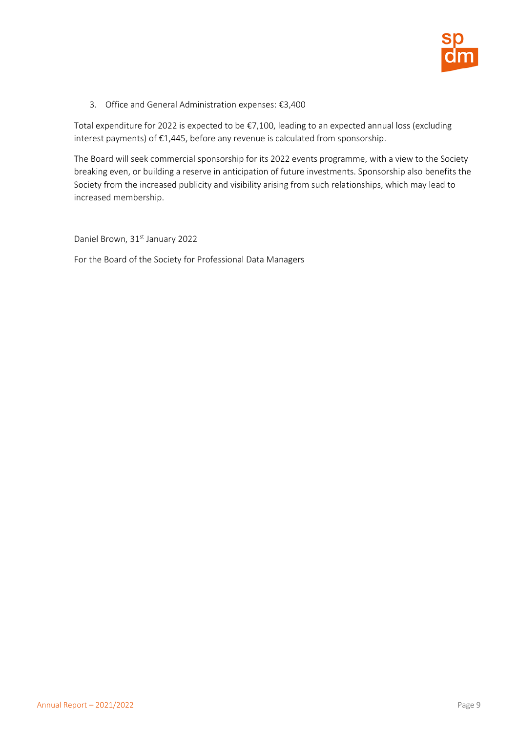3. Office and General Administration expenses: €3,400

Total expenditure for 2022 is expected to be €7,100, leading to an expected annual loss (excluding interest payments) of €1,445, before any revenue is calculated from sponsorship.

The Board will seek commercial sponsorship for its 2022 events programme, with a view to the Society breaking even, or building a reserve in anticipation of future investments. Sponsorship also benefits the Society from the increased publicity and visibility arising from such relationships, which may lead to increased membership.

Daniel Brown, 31st January 2022

For the Board of the Society for Professional Data Managers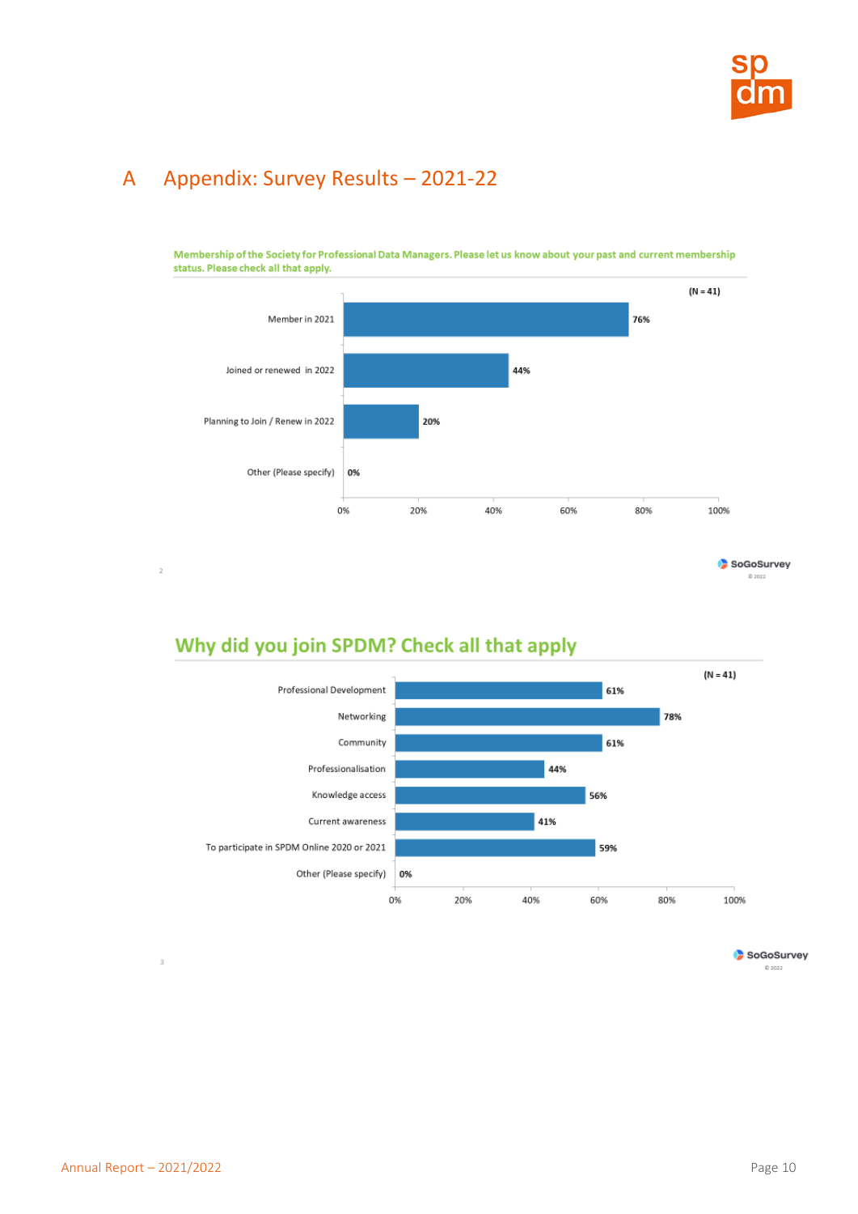# A Appendix: Survey Results – 2021-22

**Membership of the Society for Professional Data Managers. Please let us know about your past and current membership status. Please check all that apply.**

(N = 41)

| Response | Percentage |
|---|---|
| Member in 2021 | 76% |
| Joined or renewed in 2022 | 44% |
| Planning to Join / Renew in 2022 | 20% |
| Other (Please specify) | 0% |

SoGoSurvey © 2022

## Why did you join SPDM? Check all that apply

(N = 41)

| Response | Percentage |
|---|---|
| Professional Development | 61% |
| Networking | 78% |
| Community | 61% |
| Professionalisation | 44% |
| Knowledge access | 56% |
| Current awareness | 41% |
| To participate in SPDM Online 2020 or 2021 | 59% |
| Other (Please specify) | 0% |

SoGoSurvey © 2022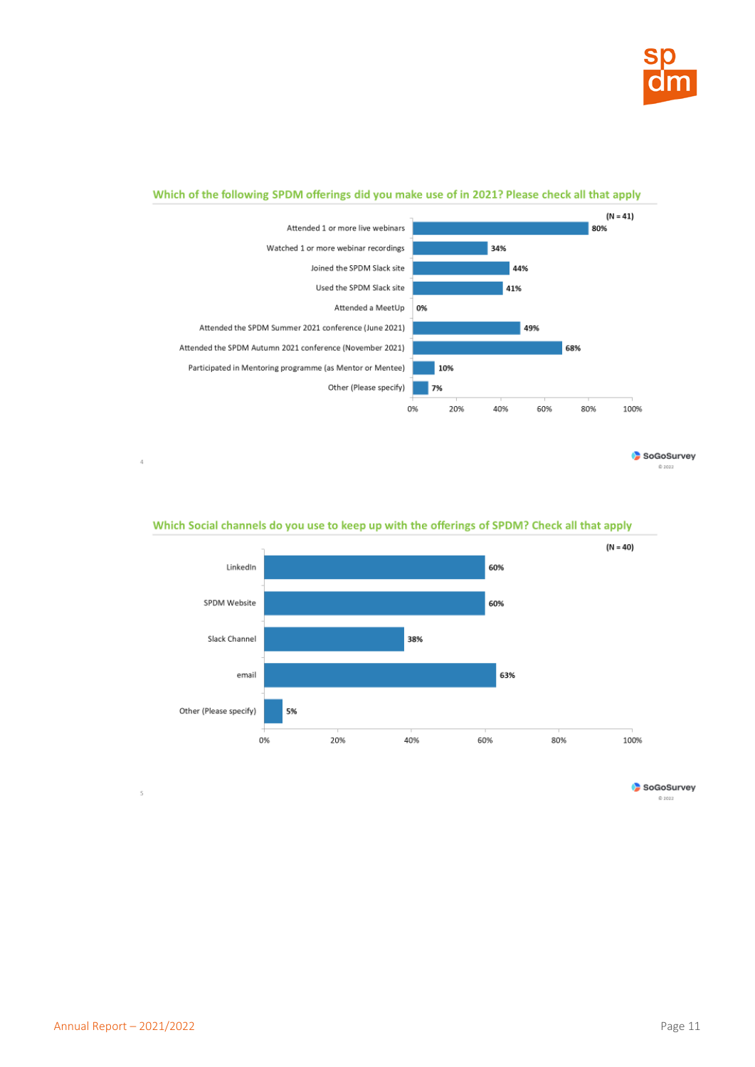### Which of the following SPDM offerings did you make use of in 2021? Please check all that apply

(N = 41)

| Offering | % |
|---|---|
| Attended 1 or more live webinars | 80% |
| Watched 1 or more webinar recordings | 34% |
| Joined the SPDM Slack site | 44% |
| Used the SPDM Slack site | 41% |
| Attended a MeetUp | 0% |
| Attended the SPDM Summer 2021 conference (June 2021) | 49% |
| Attended the SPDM Autumn 2021 conference (November 2021) | 68% |
| Participated in Mentoring programme (as Mentor or Mentee) | 10% |
| Other (Please specify) | 7% |

### Which Social channels do you use to keep up with the offerings of SPDM? Check all that apply

(N = 40)

| Channel | % |
|---|---|
| LinkedIn | 60% |
| SPDM Website | 60% |
| Slack Channel | 38% |
| email | 63% |
| Other (Please specify) | 5% |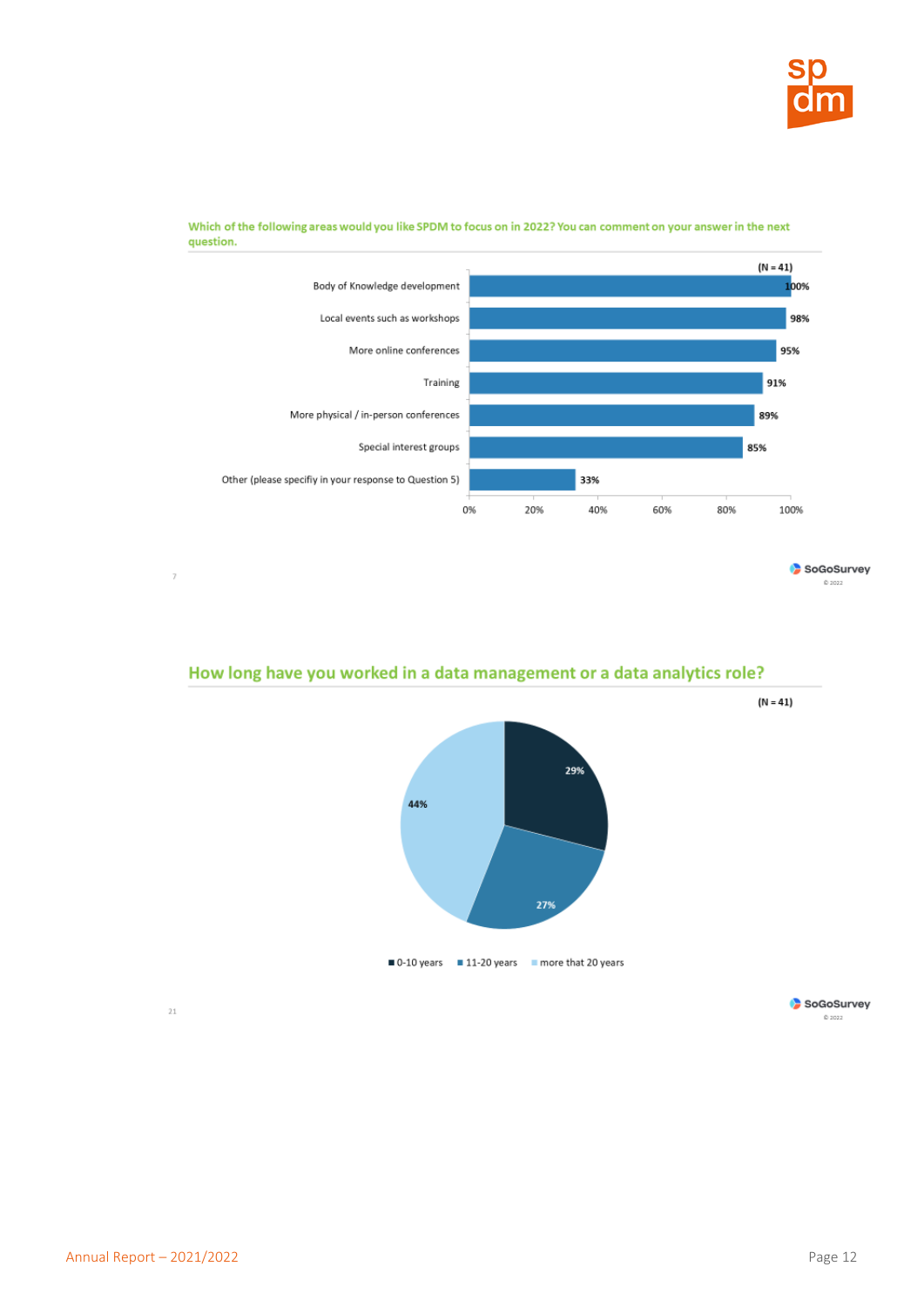**Which of the following areas would you like SPDM to focus on in 2022? You can comment on your answer in the next question.**

(N = 41)

| Area | Percentage |
|---|---|
| Body of Knowledge development | 100% |
| Local events such as workshops | 98% |
| More online conferences | 95% |
| Training | 91% |
| More physical / in-person conferences | 89% |
| Special interest groups | 85% |
| Other (please specifiy in your response to Question 5) | 33% |

## How long have you worked in a data management or a data analytics role?

(N = 41)

| Years | Percentage |
|---|---|
| 0-10 years | 29% |
| 11-20 years | 27% |
| more that 20 years | 44% |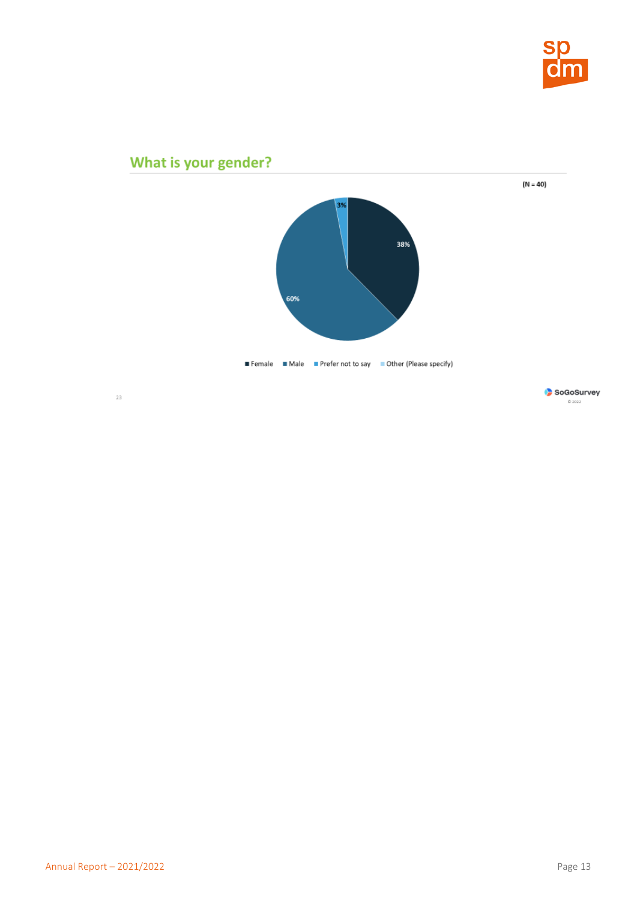## What is your gender?

(N = 40)

| Gender | Percentage |
|---|---|
| Female | 38% |
| Male | 60% |
| Prefer not to say | 3% |
| Other (Please specify) | |

SoGoSurvey © 2022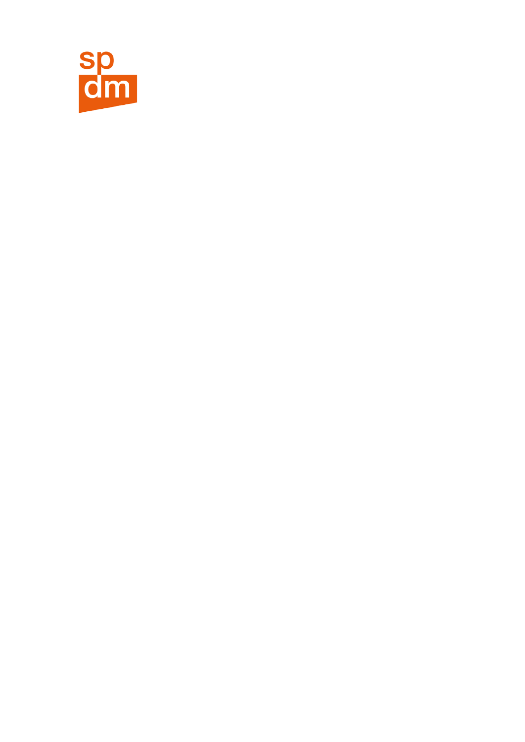sp
dm